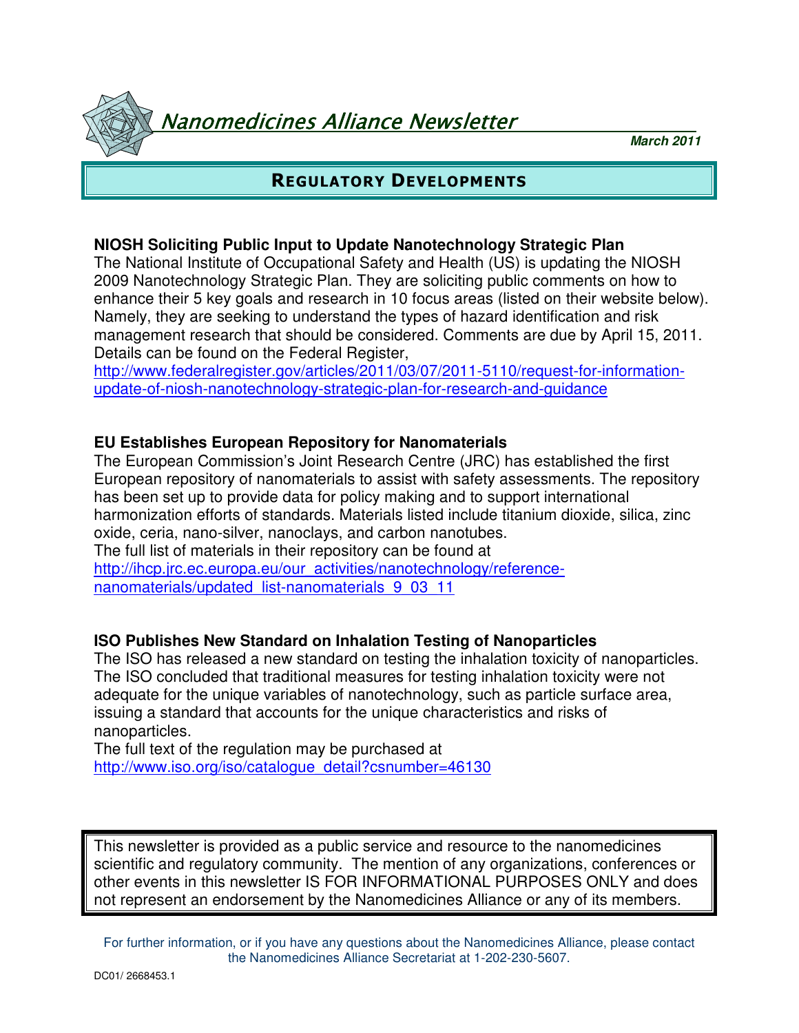# Nanomedicines Alliance Newsletter

***March 2011***

## REGULATORY DEVELOPMENTS

### NIOSH Soliciting Public Input to Update Nanotechnology Strategic Plan

The National Institute of Occupational Safety and Health (US) is updating the NIOSH 2009 Nanotechnology Strategic Plan. They are soliciting public comments on how to enhance their 5 key goals and research in 10 focus areas (listed on their website below). Namely, they are seeking to understand the types of hazard identification and risk management research that should be considered. Comments are due by April 15, 2011. Details can be found on the Federal Register,
http://www.federalregister.gov/articles/2011/03/07/2011-5110/request-for-information-update-of-niosh-nanotechnology-strategic-plan-for-research-and-guidance

### EU Establishes European Repository for Nanomaterials

The European Commission's Joint Research Centre (JRC) has established the first European repository of nanomaterials to assist with safety assessments. The repository has been set up to provide data for policy making and to support international harmonization efforts of standards. Materials listed include titanium dioxide, silica, zinc oxide, ceria, nano-silver, nanoclays, and carbon nanotubes.
The full list of materials in their repository can be found at
http://ihcp.jrc.ec.europa.eu/our_activities/nanotechnology/reference-nanomaterials/updated_list-nanomaterials_9_03_11

### ISO Publishes New Standard on Inhalation Testing of Nanoparticles

The ISO has released a new standard on testing the inhalation toxicity of nanoparticles. The ISO concluded that traditional measures for testing inhalation toxicity were not adequate for the unique variables of nanotechnology, such as particle surface area, issuing a standard that accounts for the unique characteristics and risks of nanoparticles.
The full text of the regulation may be purchased at
http://www.iso.org/iso/catalogue_detail?csnumber=46130

This newsletter is provided as a public service and resource to the nanomedicines scientific and regulatory community. The mention of any organizations, conferences or other events in this newsletter IS FOR INFORMATIONAL PURPOSES ONLY and does not represent an endorsement by the Nanomedicines Alliance or any of its members.

For further information, or if you have any questions about the Nanomedicines Alliance, please contact the Nanomedicines Alliance Secretariat at 1-202-230-5607.

DC01/ 2668453.1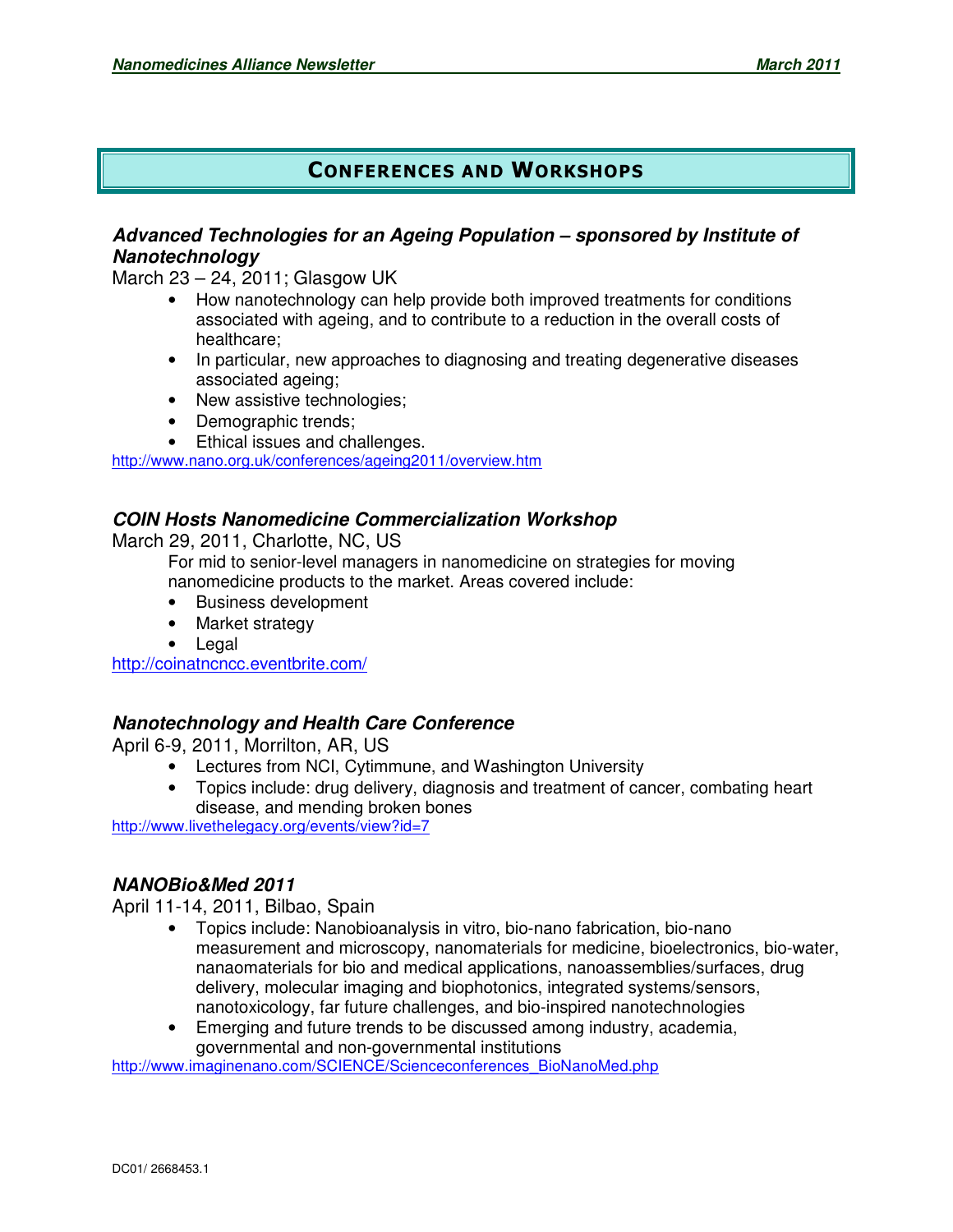## Conferences and Workshops

### *Advanced Technologies for an Ageing Population – sponsored by Institute of Nanotechnology*

March 23 – 24, 2011; Glasgow UK

- How nanotechnology can help provide both improved treatments for conditions associated with ageing, and to contribute to a reduction in the overall costs of healthcare;
- In particular, new approaches to diagnosing and treating degenerative diseases associated ageing;
- New assistive technologies;
- Demographic trends;
- Ethical issues and challenges.

http://www.nano.org.uk/conferences/ageing2011/overview.htm

### *COIN Hosts Nanomedicine Commercialization Workshop*

March 29, 2011, Charlotte, NC, US

For mid to senior-level managers in nanomedicine on strategies for moving nanomedicine products to the market. Areas covered include:

- Business development
- Market strategy
- Legal

http://coinatncncc.eventbrite.com/

### *Nanotechnology and Health Care Conference*

April 6-9, 2011, Morrilton, AR, US

- Lectures from NCI, Cytimmune, and Washington University
- Topics include: drug delivery, diagnosis and treatment of cancer, combating heart disease, and mending broken bones

http://www.livethelegacy.org/events/view?id=7

### *NANOBio&Med 2011*

April 11-14, 2011, Bilbao, Spain

- Topics include: Nanobioanalysis in vitro, bio-nano fabrication, bio-nano measurement and microscopy, nanomaterials for medicine, bioelectronics, bio-water, nanaomaterials for bio and medical applications, nanoassemblies/surfaces, drug delivery, molecular imaging and biophotonics, integrated systems/sensors, nanotoxicology, far future challenges, and bio-inspired nanotechnologies
- Emerging and future trends to be discussed among industry, academia, governmental and non-governmental institutions

http://www.imaginenano.com/SCIENCE/Scienceconferences_BioNanoMed.php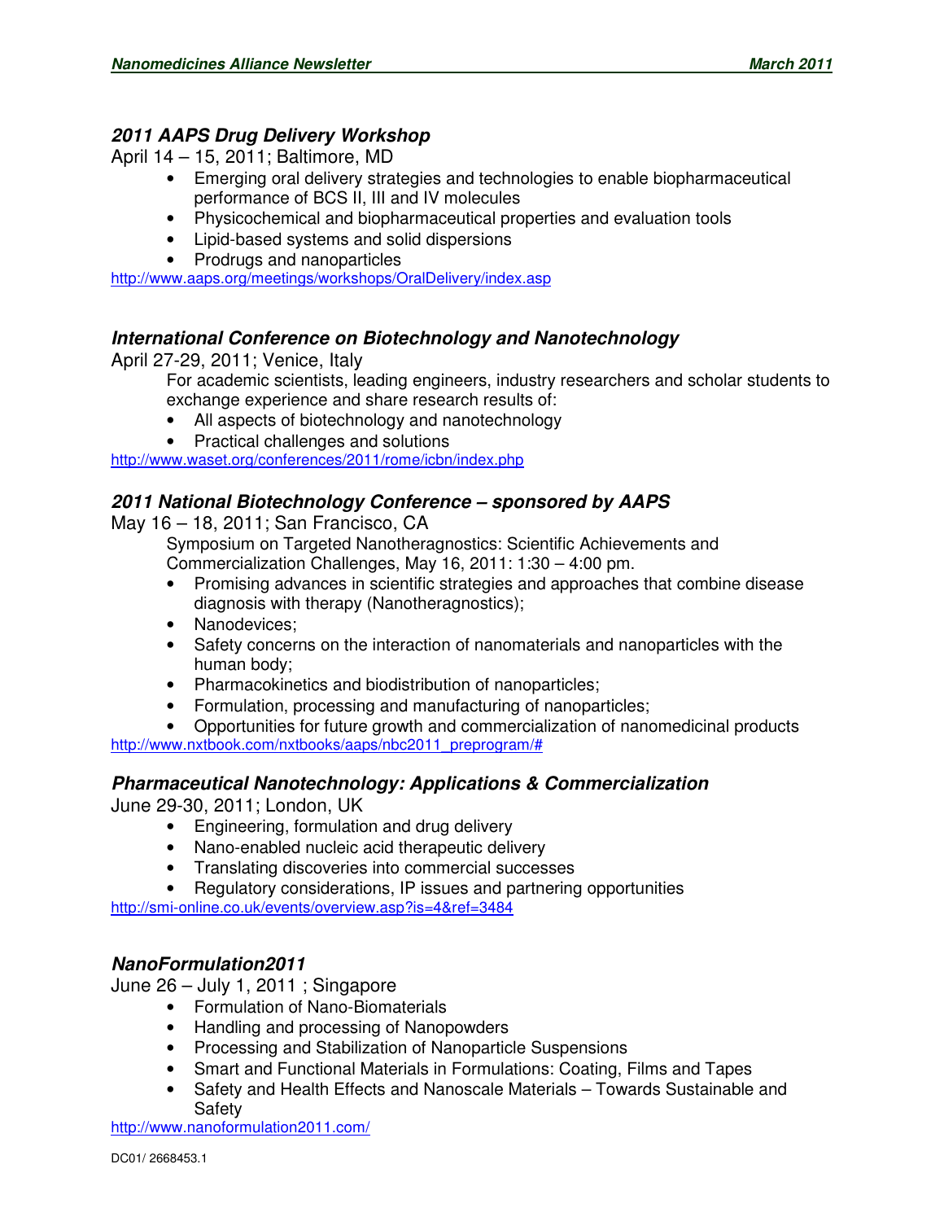### *2011 AAPS Drug Delivery Workshop*

April 14 – 15, 2011; Baltimore, MD

- Emerging oral delivery strategies and technologies to enable biopharmaceutical performance of BCS II, III and IV molecules
- Physicochemical and biopharmaceutical properties and evaluation tools
- Lipid-based systems and solid dispersions
- Prodrugs and nanoparticles

http://www.aaps.org/meetings/workshops/OralDelivery/index.asp

### *International Conference on Biotechnology and Nanotechnology*

April 27-29, 2011; Venice, Italy

For academic scientists, leading engineers, industry researchers and scholar students to exchange experience and share research results of:

- All aspects of biotechnology and nanotechnology
- Practical challenges and solutions

http://www.waset.org/conferences/2011/rome/icbn/index.php

### *2011 National Biotechnology Conference – sponsored by AAPS*

May 16 – 18, 2011; San Francisco, CA

Symposium on Targeted Nanotheragnostics: Scientific Achievements and Commercialization Challenges, May 16, 2011: 1:30 – 4:00 pm.

- Promising advances in scientific strategies and approaches that combine disease diagnosis with therapy (Nanotheragnostics);
- Nanodevices;
- Safety concerns on the interaction of nanomaterials and nanoparticles with the human body;
- Pharmacokinetics and biodistribution of nanoparticles;
- Formulation, processing and manufacturing of nanoparticles;
- Opportunities for future growth and commercialization of nanomedicinal products

http://www.nxtbook.com/nxtbooks/aaps/nbc2011_preprogram/#

### *Pharmaceutical Nanotechnology: Applications & Commercialization*

June 29-30, 2011; London, UK

- Engineering, formulation and drug delivery
- Nano-enabled nucleic acid therapeutic delivery
- Translating discoveries into commercial successes
- Regulatory considerations, IP issues and partnering opportunities

http://smi-online.co.uk/events/overview.asp?is=4&ref=3484

### *NanoFormulation2011*

June 26 – July 1, 2011 ; Singapore

- Formulation of Nano-Biomaterials
- Handling and processing of Nanopowders
- Processing and Stabilization of Nanoparticle Suspensions
- Smart and Functional Materials in Formulations: Coating, Films and Tapes
- Safety and Health Effects and Nanoscale Materials – Towards Sustainable and Safety

http://www.nanoformulation2011.com/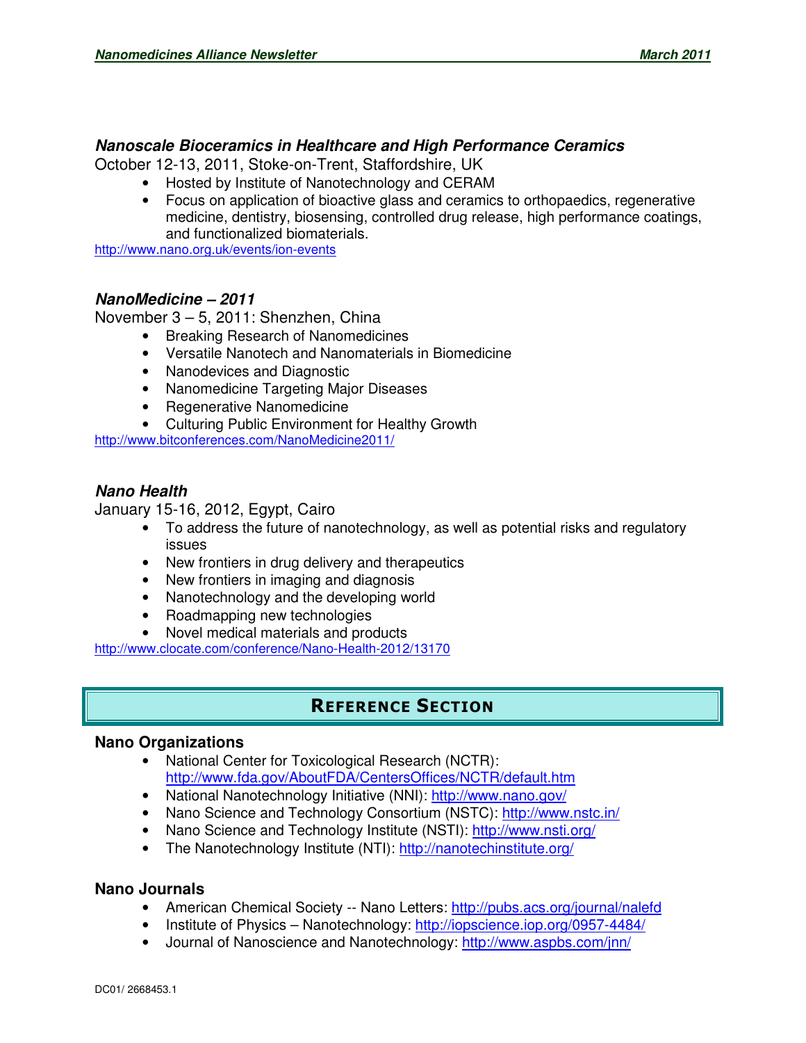### *Nanoscale Bioceramics in Healthcare and High Performance Ceramics*

October 12-13, 2011, Stoke-on-Trent, Staffordshire, UK

- Hosted by Institute of Nanotechnology and CERAM
- Focus on application of bioactive glass and ceramics to orthopaedics, regenerative medicine, dentistry, biosensing, controlled drug release, high performance coatings, and functionalized biomaterials.

http://www.nano.org.uk/events/ion-events

### *NanoMedicine – 2011*

November 3 – 5, 2011: Shenzhen, China

- Breaking Research of Nanomedicines
- Versatile Nanotech and Nanomaterials in Biomedicine
- Nanodevices and Diagnostic
- Nanomedicine Targeting Major Diseases
- Regenerative Nanomedicine
- Culturing Public Environment for Healthy Growth

http://www.bitconferences.com/NanoMedicine2011/

### *Nano Health*

January 15-16, 2012, Egypt, Cairo

- To address the future of nanotechnology, as well as potential risks and regulatory issues
- New frontiers in drug delivery and therapeutics
- New frontiers in imaging and diagnosis
- Nanotechnology and the developing world
- Roadmapping new technologies
- Novel medical materials and products

http://www.clocate.com/conference/Nano-Health-2012/13170

## REFERENCE SECTION

### Nano Organizations

- National Center for Toxicological Research (NCTR): http://www.fda.gov/AboutFDA/CentersOffices/NCTR/default.htm
- National Nanotechnology Initiative (NNI): http://www.nano.gov/
- Nano Science and Technology Consortium (NSTC): http://www.nstc.in/
- Nano Science and Technology Institute (NSTI): http://www.nsti.org/
- The Nanotechnology Institute (NTI): http://nanotechinstitute.org/

### Nano Journals

- American Chemical Society -- Nano Letters: http://pubs.acs.org/journal/nalefd
- Institute of Physics – Nanotechnology: http://iopscience.iop.org/0957-4484/
- Journal of Nanoscience and Nanotechnology: http://www.aspbs.com/jnn/

DC01/ 2668453.1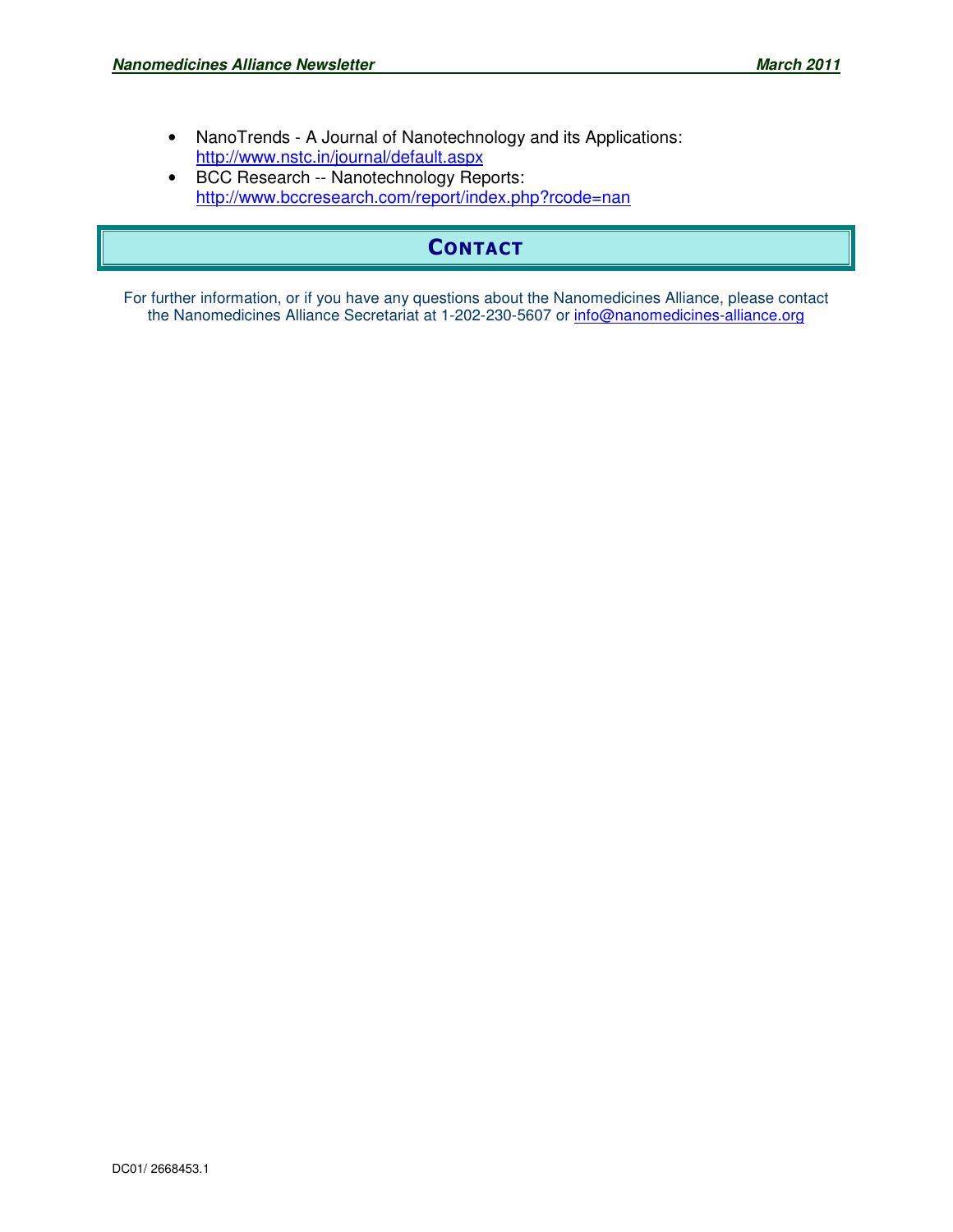- NanoTrends - A Journal of Nanotechnology and its Applications: http://www.nstc.in/journal/default.aspx
- BCC Research -- Nanotechnology Reports: http://www.bccresearch.com/report/index.php?rcode=nan

## CONTACT

For further information, or if you have any questions about the Nanomedicines Alliance, please contact the Nanomedicines Alliance Secretariat at 1-202-230-5607 or info@nanomedicines-alliance.org

DC01/ 2668453.1